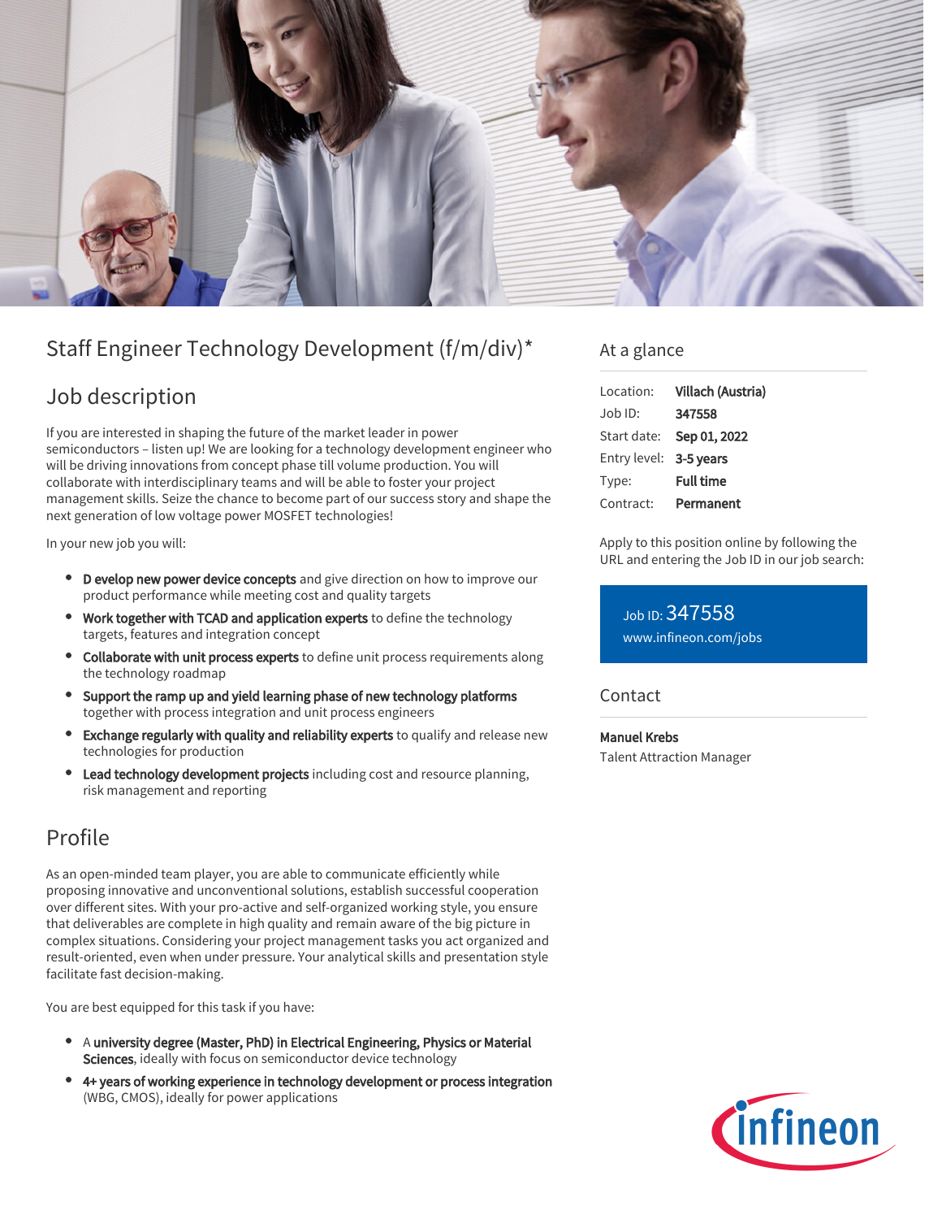# Staff Engineer Technology Development (f/m/div)*

## Job description

If you are interested in shaping the future of the market leader in power semiconductors – listen up! We are looking for a technology development engineer who will be driving innovations from concept phase till volume production. You will collaborate with interdisciplinary teams and will be able to foster your project management skills. Seize the chance to become part of our success story and shape the next generation of low voltage power MOSFET technologies!

In your new job you will:

- **D evelop new power device concepts** and give direction on how to improve our product performance while meeting cost and quality targets
- **Work together with TCAD and application experts** to define the technology targets, features and integration concept
- **Collaborate with unit process experts** to define unit process requirements along the technology roadmap
- **Support the ramp up and yield learning phase of new technology platforms** together with process integration and unit process engineers
- **Exchange regularly with quality and reliability experts** to qualify and release new technologies for production
- **Lead technology development projects** including cost and resource planning, risk management and reporting

## Profile

As an open-minded team player, you are able to communicate efficiently while proposing innovative and unconventional solutions, establish successful cooperation over different sites. With your pro-active and self-organized working style, you ensure that deliverables are complete in high quality and remain aware of the big picture in complex situations. Considering your project management tasks you act organized and result-oriented, even when under pressure. Your analytical skills and presentation style facilitate fast decision-making.

You are best equipped for this task if you have:

- A **university degree (Master, PhD) in Electrical Engineering, Physics or Material Sciences**, ideally with focus on semiconductor device technology
- **4+ years of working experience in technology development or process integration** (WBG, CMOS), ideally for power applications

## At a glance

| | |
|---|---|
| Location: | **Villach (Austria)** |
| Job ID: | **347558** |
| Start date: | **Sep 01, 2022** |
| Entry level: | **3-5 years** |
| Type: | **Full time** |
| Contract: | **Permanent** |

Apply to this position online by following the URL and entering the Job ID in our job search:

Job ID: 347558
www.infineon.com/jobs

## Contact

**Manuel Krebs**
Talent Attraction Manager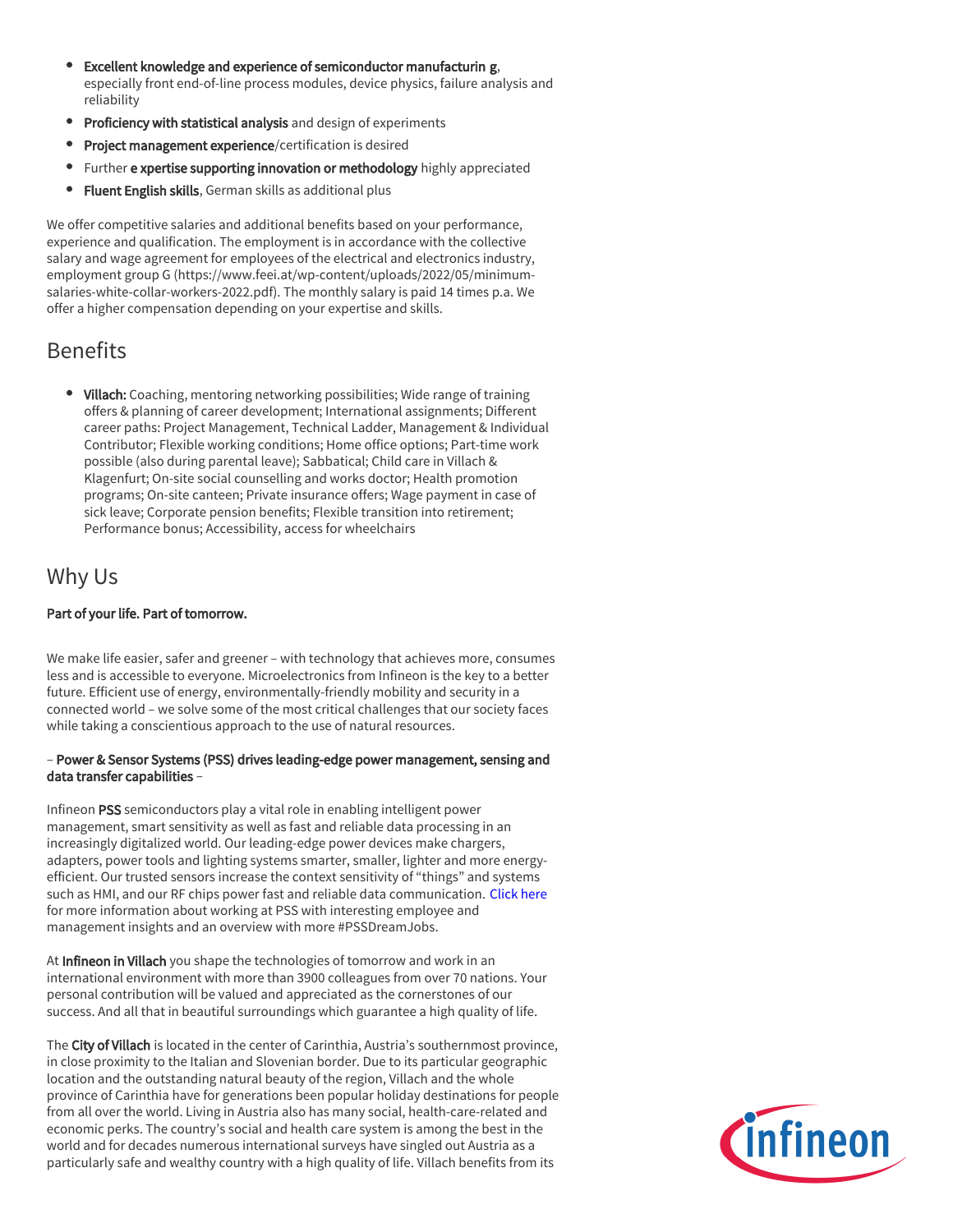- **Excellent knowledge and experience of semiconductor manufacturin g**, especially front end-of-line process modules, device physics, failure analysis and reliability
- **Proficiency with statistical analysis** and design of experiments
- **Project management experience**/certification is desired
- Further **e xpertise supporting innovation or methodology** highly appreciated
- **Fluent English skills**, German skills as additional plus

We offer competitive salaries and additional benefits based on your performance, experience and qualification. The employment is in accordance with the collective salary and wage agreement for employees of the electrical and electronics industry, employment group G (https://www.feei.at/wp-content/uploads/2022/05/minimum-salaries-white-collar-workers-2022.pdf). The monthly salary is paid 14 times p.a. We offer a higher compensation depending on your expertise and skills.

## Benefits

- **Villach:** Coaching, mentoring networking possibilities; Wide range of training offers & planning of career development; International assignments; Different career paths: Project Management, Technical Ladder, Management & Individual Contributor; Flexible working conditions; Home office options; Part-time work possible (also during parental leave); Sabbatical; Child care in Villach & Klagenfurt; On-site social counselling and works doctor; Health promotion programs; On-site canteen; Private insurance offers; Wage payment in case of sick leave; Corporate pension benefits; Flexible transition into retirement; Performance bonus; Accessibility, access for wheelchairs

## Why Us

**Part of your life. Part of tomorrow.**

We make life easier, safer and greener – with technology that achieves more, consumes less and is accessible to everyone. Microelectronics from Infineon is the key to a better future. Efficient use of energy, environmentally-friendly mobility and security in a connected world – we solve some of the most critical challenges that our society faces while taking a conscientious approach to the use of natural resources.

– **Power & Sensor Systems (PSS) drives leading-edge power management, sensing and data transfer capabilities** –

Infineon **PSS** semiconductors play a vital role in enabling intelligent power management, smart sensitivity as well as fast and reliable data processing in an increasingly digitalized world. Our leading-edge power devices make chargers, adapters, power tools and lighting systems smarter, smaller, lighter and more energy-efficient. Our trusted sensors increase the context sensitivity of "things" and systems such as HMI, and our RF chips power fast and reliable data communication. Click here for more information about working at PSS with interesting employee and management insights and an overview with more #PSSDreamJobs.

At **Infineon in Villach** you shape the technologies of tomorrow and work in an international environment with more than 3900 colleagues from over 70 nations. Your personal contribution will be valued and appreciated as the cornerstones of our success. And all that in beautiful surroundings which guarantee a high quality of life.

The **City of Villach** is located in the center of Carinthia, Austria's southernmost province, in close proximity to the Italian and Slovenian border. Due to its particular geographic location and the outstanding natural beauty of the region, Villach and the whole province of Carinthia have for generations been popular holiday destinations for people from all over the world. Living in Austria also has many social, health-care-related and economic perks. The country's social and health care system is among the best in the world and for decades numerous international surveys have singled out Austria as a particularly safe and wealthy country with a high quality of life. Villach benefits from its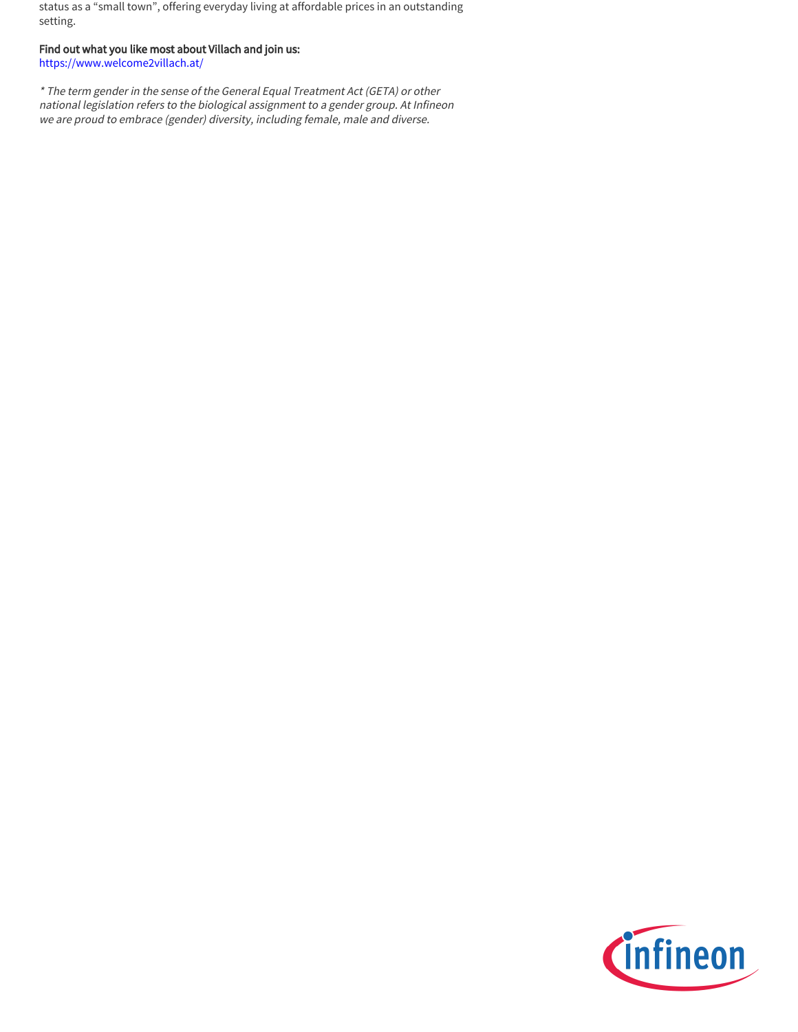status as a "small town", offering everyday living at affordable prices in an outstanding setting.

**Find out what you like most about Villach and join us:**
https://www.welcome2villach.at/

*\* The term gender in the sense of the General Equal Treatment Act (GETA) or other national legislation refers to the biological assignment to a gender group. At Infineon we are proud to embrace (gender) diversity, including female, male and diverse.*